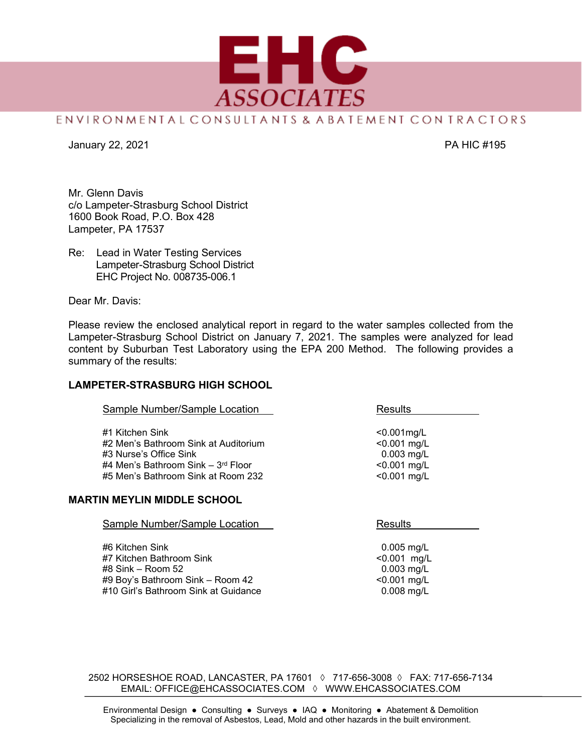# EHC ASSOCIATES

ENVIRONMENTAL CONSULTANTS & ABATEMENT CONTRACTORS

January 22, 2021 PA HIC #195

Mr. Glenn Davis
c/o Lampeter-Strasburg School District
1600 Book Road, P.O. Box 428
Lampeter, PA 17537

Re: Lead in Water Testing Services
Lampeter-Strasburg School District
EHC Project No. 008735-006.1

Dear Mr. Davis:

Please review the enclosed analytical report in regard to the water samples collected from the Lampeter-Strasburg School District on January 7, 2021. The samples were analyzed for lead content by Suburban Test Laboratory using the EPA 200 Method. The following provides a summary of the results:

**LAMPETER-STRASBURG HIGH SCHOOL**

| Sample Number/Sample Location | Results |
| --- | --- |
| #1 Kitchen Sink | <0.001mg/L |
| #2 Men's Bathroom Sink at Auditorium | <0.001 mg/L |
| #3 Nurse's Office Sink | 0.003 mg/L |
| #4 Men's Bathroom Sink – 3rd Floor | <0.001 mg/L |
| #5 Men's Bathroom Sink at Room 232 | <0.001 mg/L |

**MARTIN MEYLIN MIDDLE SCHOOL**

| Sample Number/Sample Location | Results |
| --- | --- |
| #6 Kitchen Sink | 0.005 mg/L |
| #7 Kitchen Bathroom Sink | <0.001 mg/L |
| #8 Sink – Room 52 | 0.003 mg/L |
| #9 Boy's Bathroom Sink – Room 42 | <0.001 mg/L |
| #10 Girl's Bathroom Sink at Guidance | 0.008 mg/L |

2502 HORSESHOE ROAD, LANCASTER, PA 17601 ◊ 717-656-3008 ◊ FAX: 717-656-7134
EMAIL: OFFICE@EHCASSOCIATES.COM ◊ WWW.EHCASSOCIATES.COM

Environmental Design ● Consulting ● Surveys ● IAQ ● Monitoring ● Abatement & Demolition
Specializing in the removal of Asbestos, Lead, Mold and other hazards in the built environment.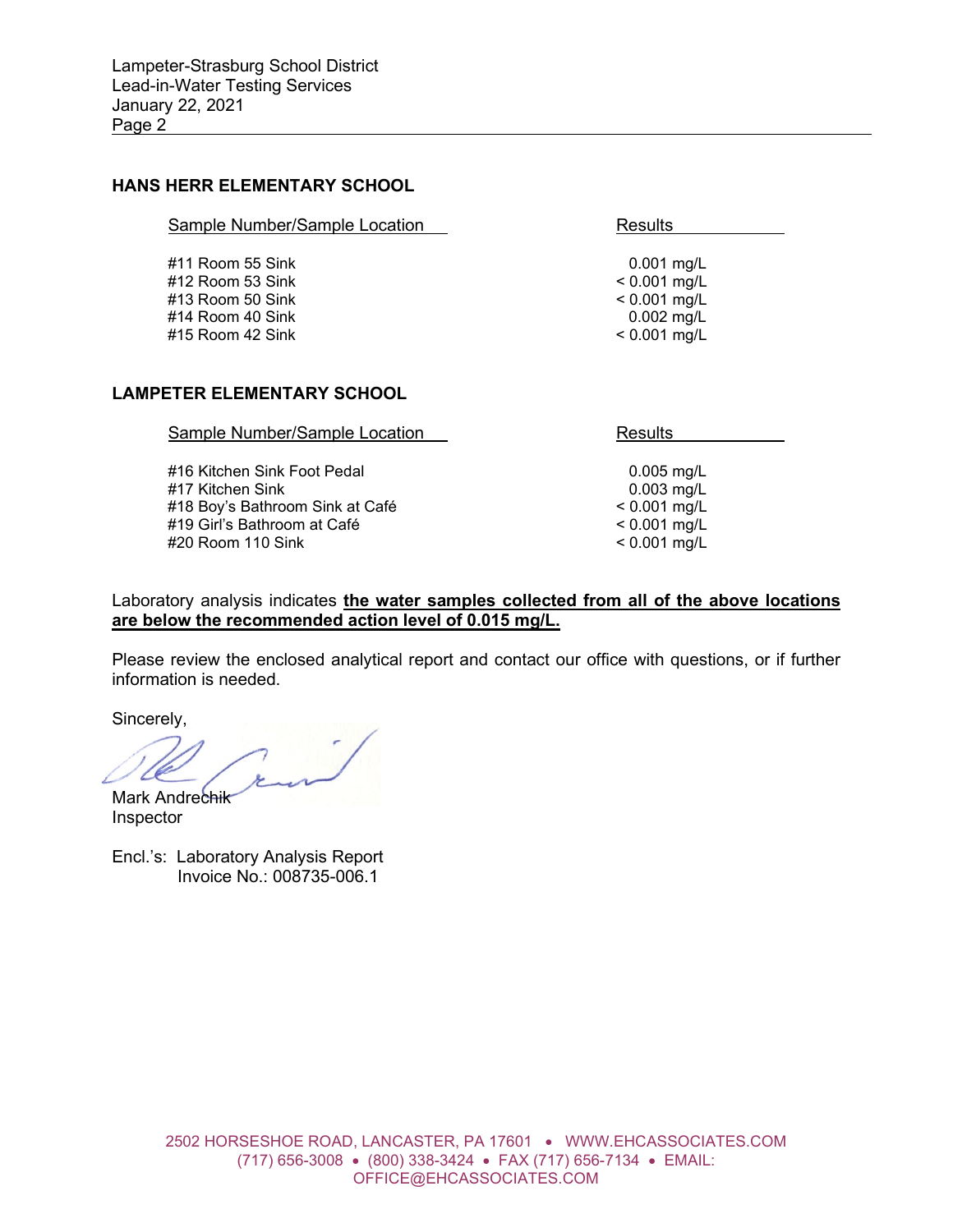## HANS HERR ELEMENTARY SCHOOL

| Sample Number/Sample Location | Results |
|---|---|
| #11 Room 55 Sink | 0.001 mg/L |
| #12 Room 53 Sink | < 0.001 mg/L |
| #13 Room 50 Sink | < 0.001 mg/L |
| #14 Room 40 Sink | 0.002 mg/L |
| #15 Room 42 Sink | < 0.001 mg/L |

## LAMPETER ELEMENTARY SCHOOL

| Sample Number/Sample Location | Results |
|---|---|
| #16 Kitchen Sink Foot Pedal | 0.005 mg/L |
| #17 Kitchen Sink | 0.003 mg/L |
| #18 Boy's Bathroom Sink at Café | < 0.001 mg/L |
| #19 Girl's Bathroom at Café | < 0.001 mg/L |
| #20 Room 110 Sink | < 0.001 mg/L |

Laboratory analysis indicates **the water samples collected from all of the above locations are below the recommended action level of 0.015 mg/L.**

Please review the enclosed analytical report and contact our office with questions, or if further information is needed.

Sincerely,

Mark Andrechik
Inspector

Encl.'s: Laboratory Analysis Report
Invoice No.: 008735-006.1